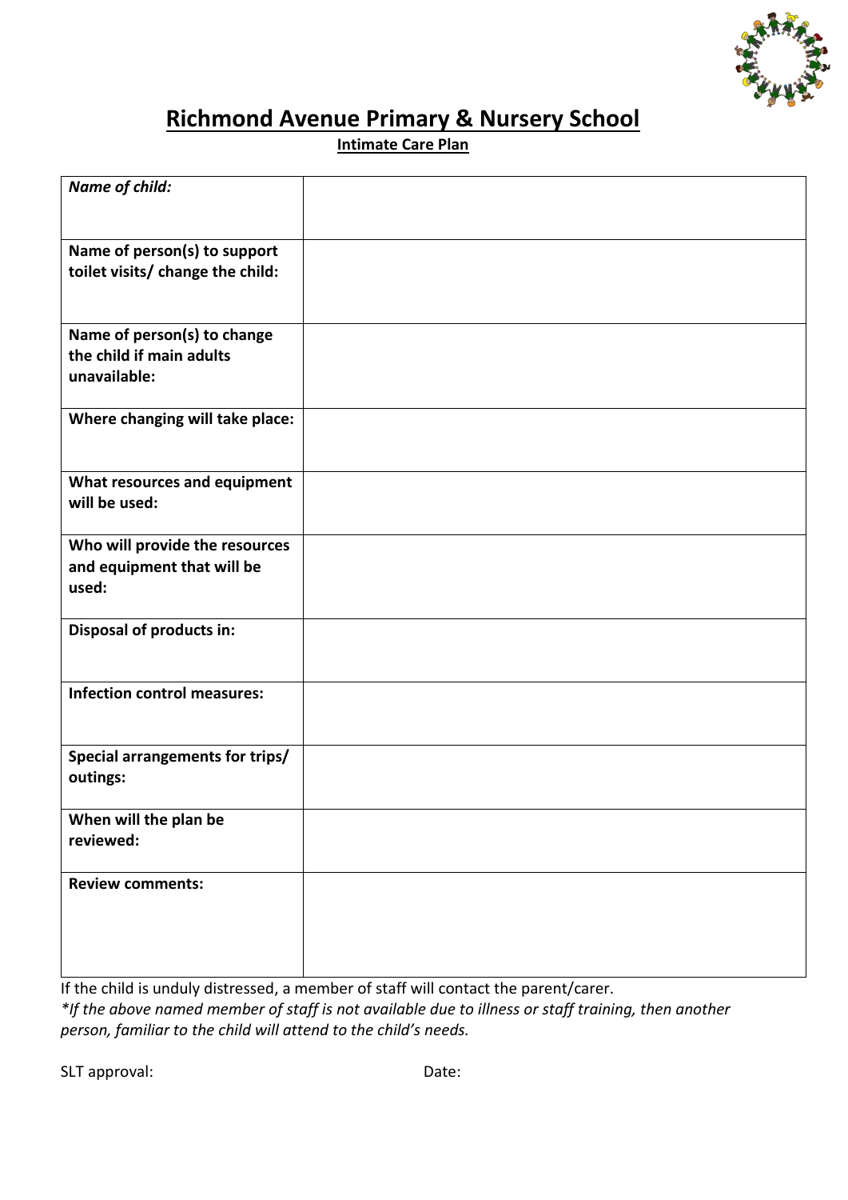# Richmond Avenue Primary & Nursery School

**Intimate Care Plan**

| | |
|---|---|
| ***Name of child:*** | |
| **Name of person(s) to support toilet visits/ change the child:** | |
| **Name of person(s) to change the child if main adults unavailable:** | |
| **Where changing will take place:** | |
| **What resources and equipment will be used:** | |
| **Who will provide the resources and equipment that will be used:** | |
| **Disposal of products in:** | |
| **Infection control measures:** | |
| **Special arrangements for trips/ outings:** | |
| **When will the plan be reviewed:** | |
| **Review comments:** | |

If the child is unduly distressed, a member of staff will contact the parent/carer.

**If the above named member of staff is not available due to illness or staff training, then another person, familiar to the child will attend to the child's needs.*

SLT approval: Date: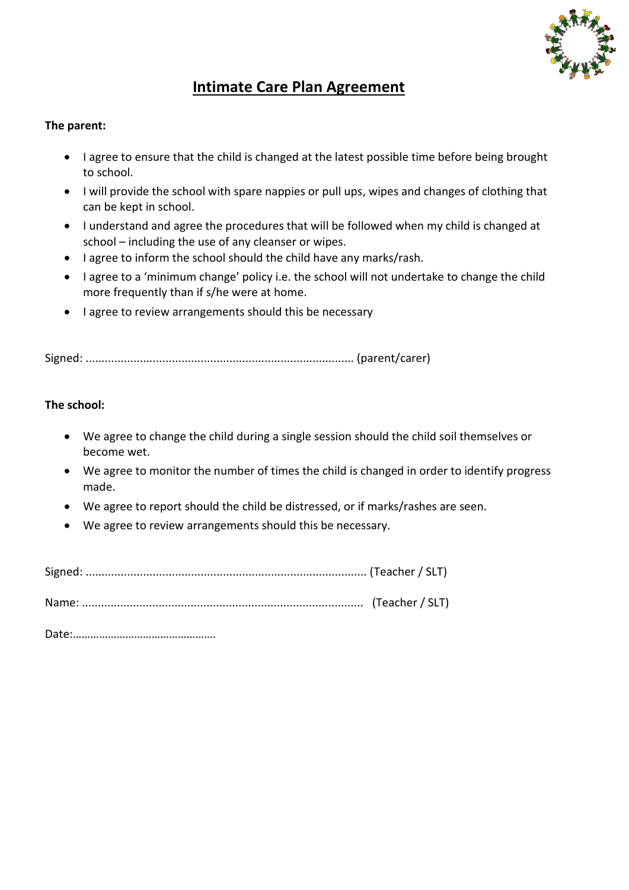# Intimate Care Plan Agreement

**The parent:**

- I agree to ensure that the child is changed at the latest possible time before being brought to school.
- I will provide the school with spare nappies or pull ups, wipes and changes of clothing that can be kept in school.
- I understand and agree the procedures that will be followed when my child is changed at school – including the use of any cleanser or wipes.
- I agree to inform the school should the child have any marks/rash.
- I agree to a 'minimum change' policy i.e. the school will not undertake to change the child more frequently than if s/he were at home.
- I agree to review arrangements should this be necessary

Signed: .................................................................................... (parent/carer)

**The school:**

- We agree to change the child during a single session should the child soil themselves or become wet.
- We agree to monitor the number of times the child is changed in order to identify progress made.
- We agree to report should the child be distressed, or if marks/rashes are seen.
- We agree to review arrangements should this be necessary.

Signed: ........................................................................................ (Teacher / SLT)

Name: ........................................................................................ (Teacher / SLT)

Date:…………………………………………….